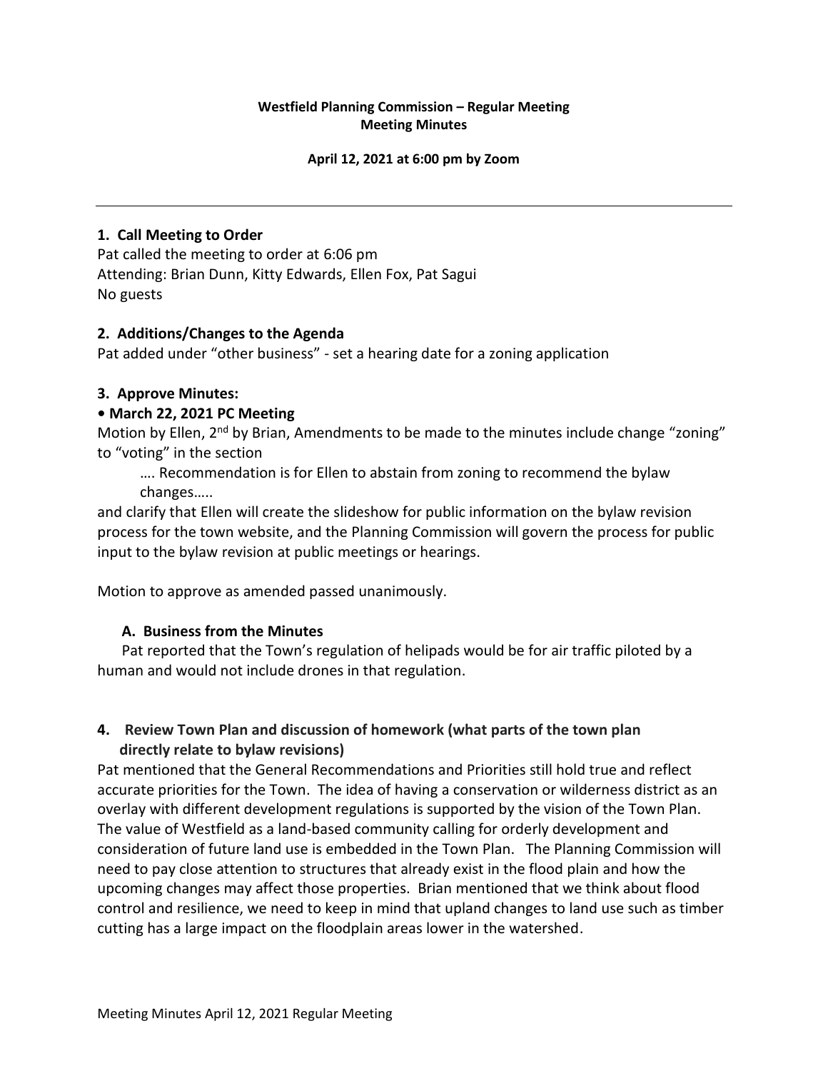**Westfield Planning Commission – Regular Meeting**
**Meeting Minutes**

**April 12, 2021 at 6:00 pm by Zoom**

---

## 1. Call Meeting to Order

Pat called the meeting to order at 6:06 pm
Attending: Brian Dunn, Kitty Edwards, Ellen Fox, Pat Sagui
No guests

## 2. Additions/Changes to the Agenda

Pat added under "other business" - set a hearing date for a zoning application

## 3. Approve Minutes:

**• March 22, 2021 PC Meeting**

Motion by Ellen, 2nd by Brian, Amendments to be made to the minutes include change "zoning" to "voting" in the section

> …. Recommendation is for Ellen to abstain from zoning to recommend the bylaw changes…..

and clarify that Ellen will create the slideshow for public information on the bylaw revision process for the town website, and the Planning Commission will govern the process for public input to the bylaw revision at public meetings or hearings.

Motion to approve as amended passed unanimously.

### A. Business from the Minutes

Pat reported that the Town's regulation of helipads would be for air traffic piloted by a human and would not include drones in that regulation.

## 4. Review Town Plan and discussion of homework (what parts of the town plan directly relate to bylaw revisions)

Pat mentioned that the General Recommendations and Priorities still hold true and reflect accurate priorities for the Town. The idea of having a conservation or wilderness district as an overlay with different development regulations is supported by the vision of the Town Plan. The value of Westfield as a land-based community calling for orderly development and consideration of future land use is embedded in the Town Plan. The Planning Commission will need to pay close attention to structures that already exist in the flood plain and how the upcoming changes may affect those properties. Brian mentioned that we think about flood control and resilience, we need to keep in mind that upland changes to land use such as timber cutting has a large impact on the floodplain areas lower in the watershed.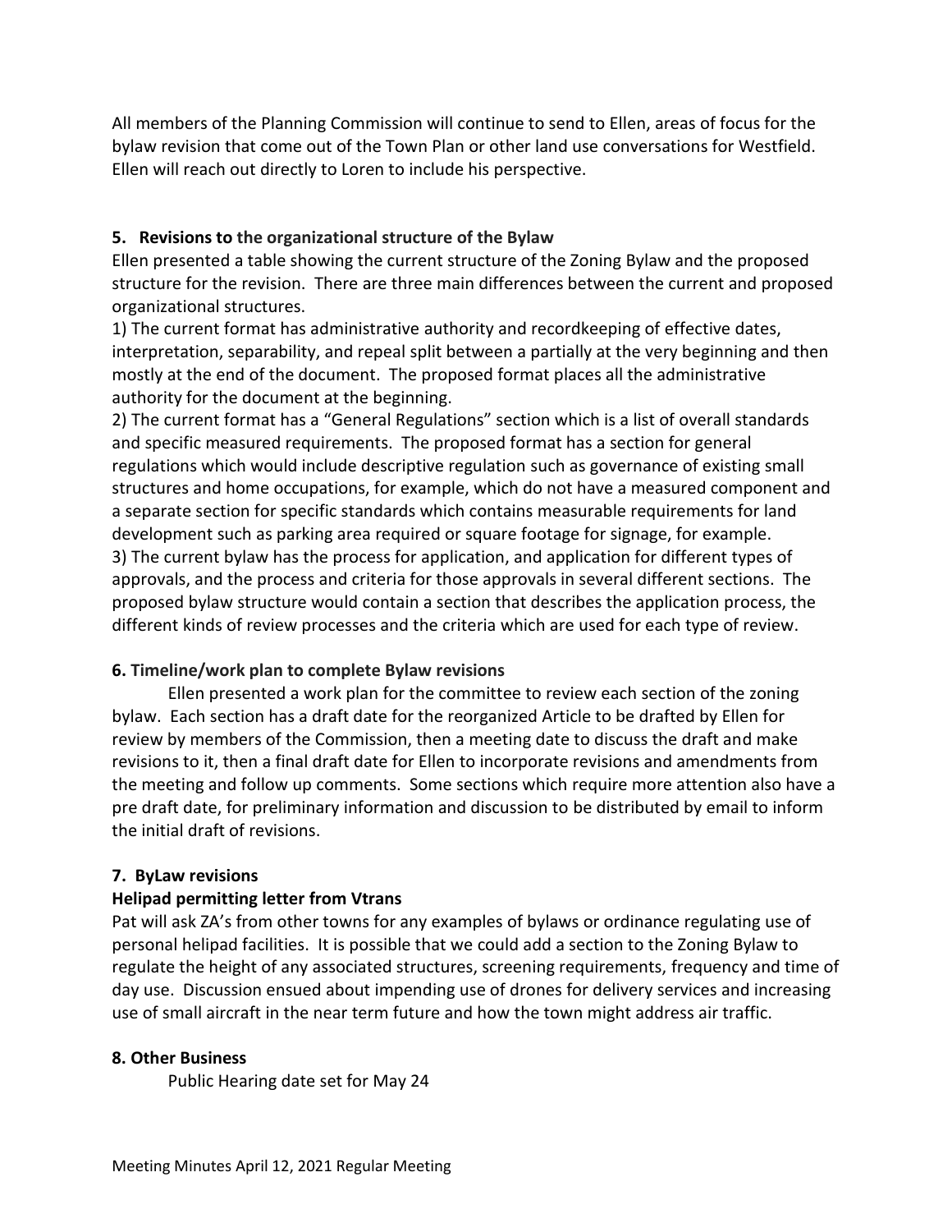All members of the Planning Commission will continue to send to Ellen, areas of focus for the bylaw revision that come out of the Town Plan or other land use conversations for Westfield. Ellen will reach out directly to Loren to include his perspective.

**5. Revisions to the organizational structure of the Bylaw**

Ellen presented a table showing the current structure of the Zoning Bylaw and the proposed structure for the revision. There are three main differences between the current and proposed organizational structures.

1) The current format has administrative authority and recordkeeping of effective dates, interpretation, separability, and repeal split between a partially at the very beginning and then mostly at the end of the document. The proposed format places all the administrative authority for the document at the beginning.

2) The current format has a "General Regulations" section which is a list of overall standards and specific measured requirements. The proposed format has a section for general regulations which would include descriptive regulation such as governance of existing small structures and home occupations, for example, which do not have a measured component and a separate section for specific standards which contains measurable requirements for land development such as parking area required or square footage for signage, for example.

3) The current bylaw has the process for application, and application for different types of approvals, and the process and criteria for those approvals in several different sections. The proposed bylaw structure would contain a section that describes the application process, the different kinds of review processes and the criteria which are used for each type of review.

**6. Timeline/work plan to complete Bylaw revisions**

Ellen presented a work plan for the committee to review each section of the zoning bylaw. Each section has a draft date for the reorganized Article to be drafted by Ellen for review by members of the Commission, then a meeting date to discuss the draft and make revisions to it, then a final draft date for Ellen to incorporate revisions and amendments from the meeting and follow up comments. Some sections which require more attention also have a pre draft date, for preliminary information and discussion to be distributed by email to inform the initial draft of revisions.

**7. ByLaw revisions**

**Helipad permitting letter from Vtrans**

Pat will ask ZA's from other towns for any examples of bylaws or ordinance regulating use of personal helipad facilities. It is possible that we could add a section to the Zoning Bylaw to regulate the height of any associated structures, screening requirements, frequency and time of day use. Discussion ensued about impending use of drones for delivery services and increasing use of small aircraft in the near term future and how the town might address air traffic.

**8. Other Business**

Public Hearing date set for May 24

Meeting Minutes April 12, 2021 Regular Meeting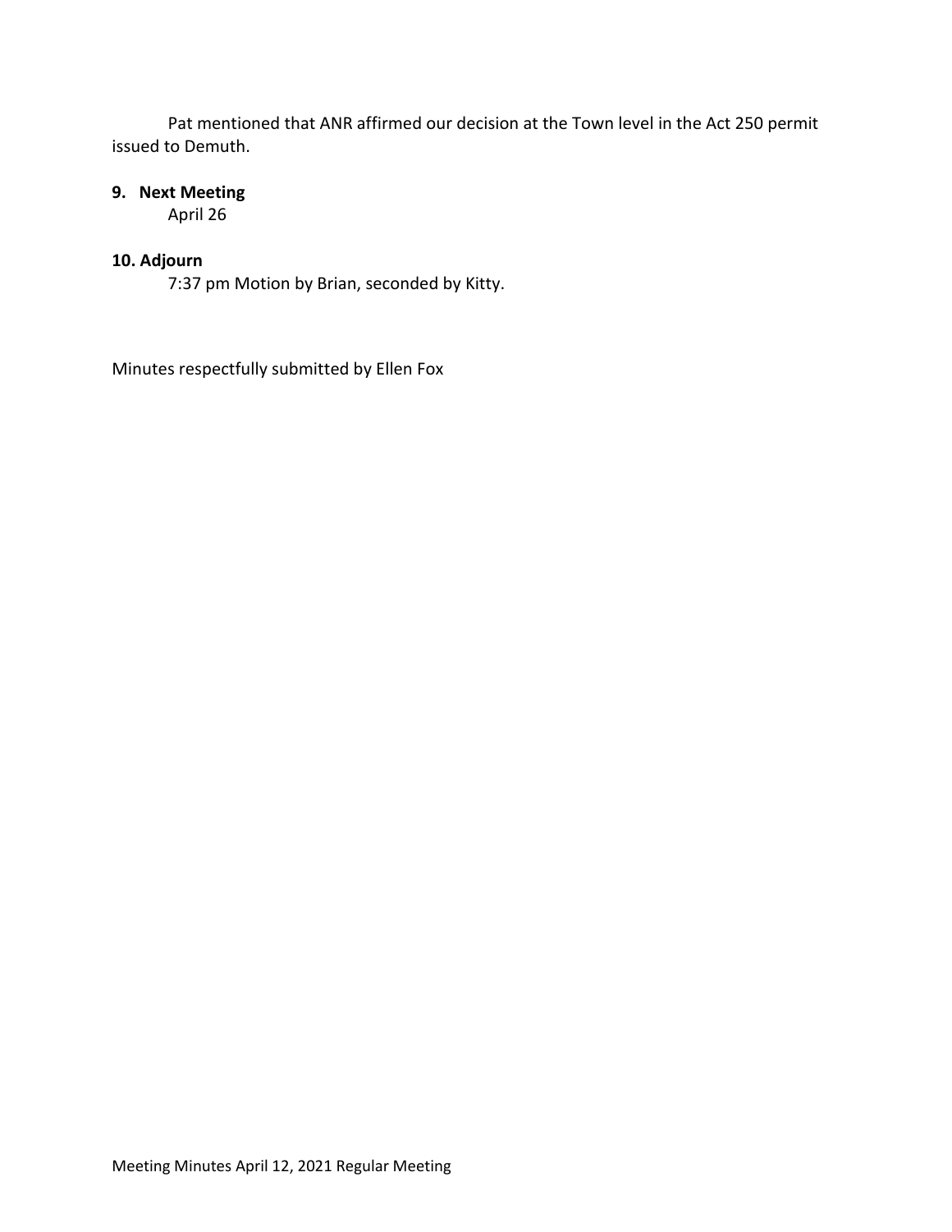Pat mentioned that ANR affirmed our decision at the Town level in the Act 250 permit issued to Demuth.

**9. Next Meeting**

April 26

**10. Adjourn**

7:37 pm Motion by Brian, seconded by Kitty.

Minutes respectfully submitted by Ellen Fox